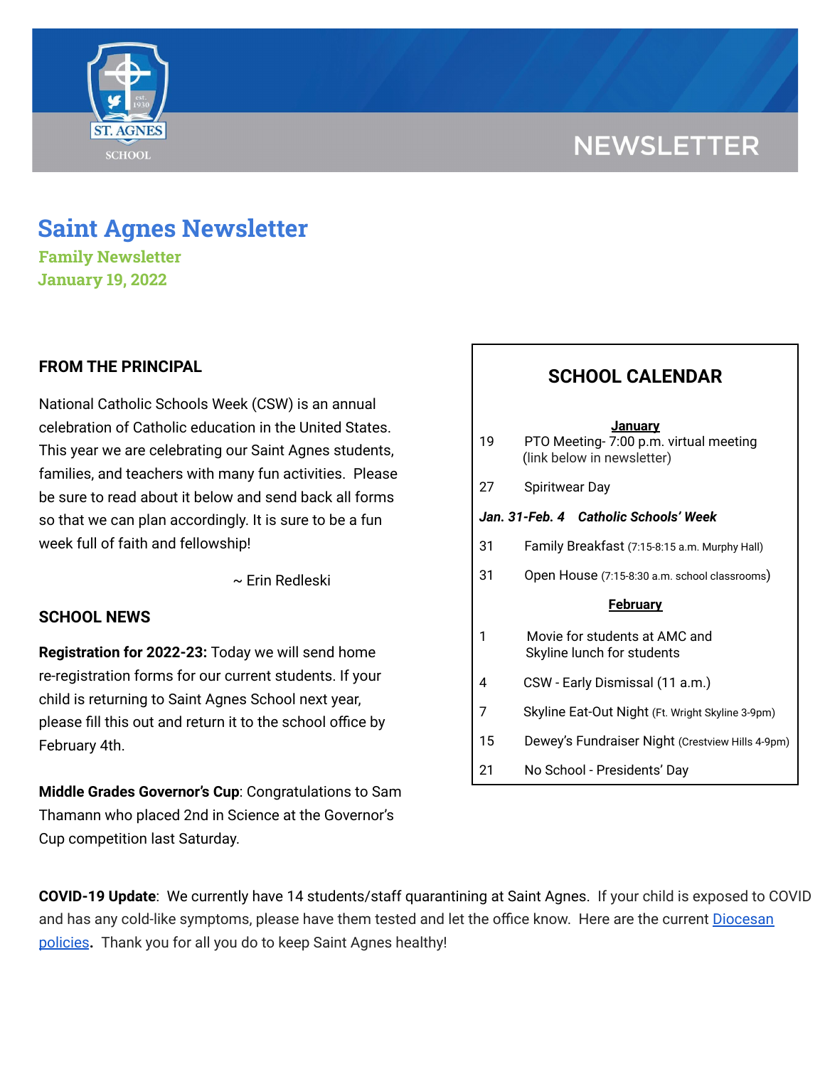NEWSLETTER

# Saint Agnes Newsletter

### Family Newsletter

### January 19, 2022

## FROM THE PRINCIPAL

National Catholic Schools Week (CSW) is an annual celebration of Catholic education in the United States. This year we are celebrating our Saint Agnes students, families, and teachers with many fun activities. Please be sure to read about it below and send back all forms so that we can plan accordingly. It is sure to be a fun week full of faith and fellowship!

~ Erin Redleski

## SCHOOL NEWS

**Registration for 2022-23:** Today we will send home re-registration forms for our current students. If your child is returning to Saint Agnes School next year, please fill this out and return it to the school office by February 4th.

**Middle Grades Governor's Cup**: Congratulations to Sam Thamann who placed 2nd in Science at the Governor's Cup competition last Saturday.

## SCHOOL CALENDAR

**January**

| | |
|---|---|
| 19 | PTO Meeting- 7:00 p.m. virtual meeting (link below in newsletter) |
| 27 | Spiritwear Day |
| ***Jan. 31-Feb. 4*** | ***Catholic Schools' Week*** |
| 31 | Family Breakfast (7:15-8:15 a.m. Murphy Hall) |
| 31 | Open House (7:15-8:30 a.m. school classrooms) |

**February**

| | |
|---|---|
| 1 | Movie for students at AMC and Skyline lunch for students |
| 4 | CSW - Early Dismissal (11 a.m.) |
| 7 | Skyline Eat-Out Night (Ft. Wright Skyline 3-9pm) |
| 15 | Dewey's Fundraiser Night (Crestview Hills 4-9pm) |
| 21 | No School - Presidents' Day |

**COVID-19 Update**: We currently have 14 students/staff quarantining at Saint Agnes. If your child is exposed to COVID and has any cold-like symptoms, please have them tested and let the office know. Here are the current Diocesan policies**.** Thank you for all you do to keep Saint Agnes healthy!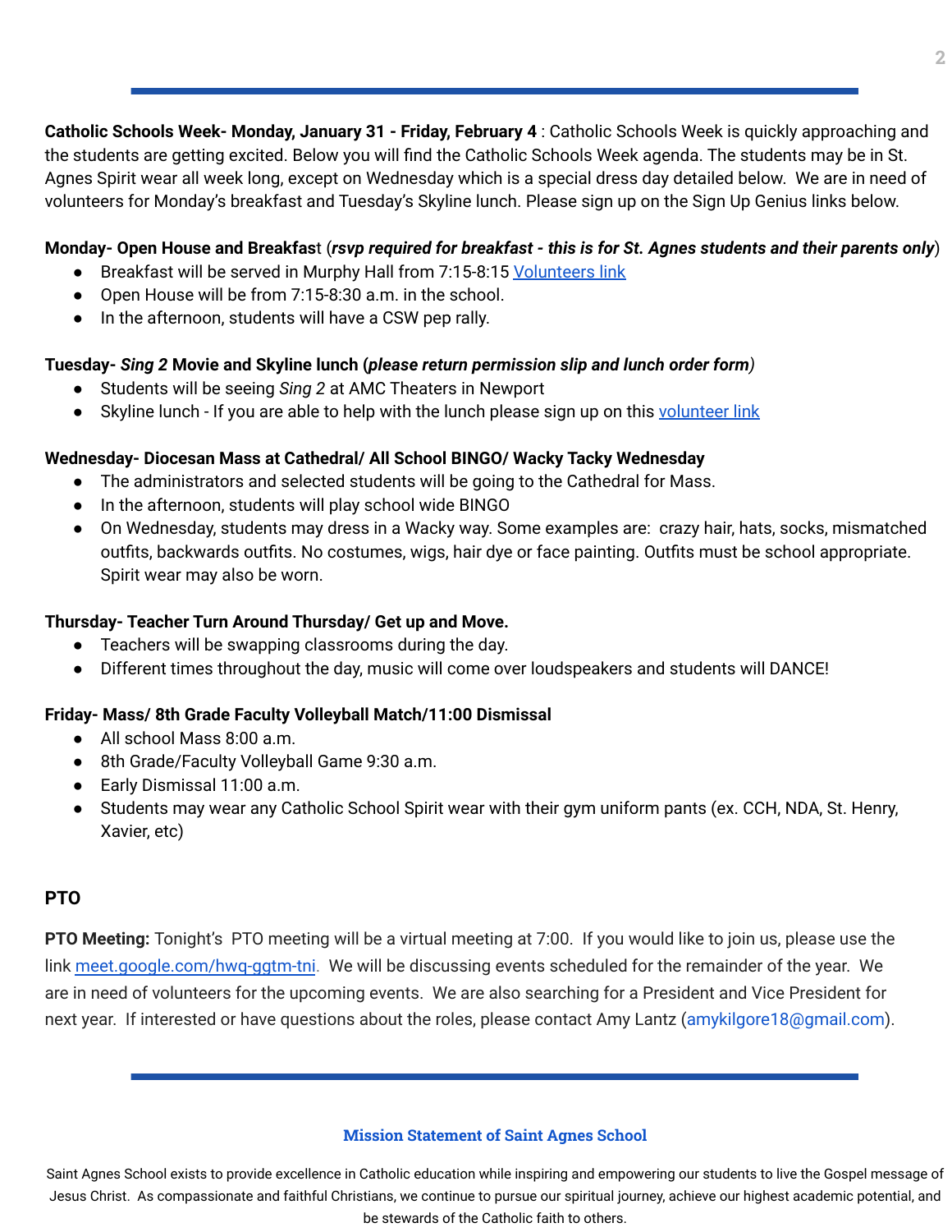**Catholic Schools Week- Monday, January 31 - Friday, February 4** : Catholic Schools Week is quickly approaching and the students are getting excited. Below you will find the Catholic Schools Week agenda. The students may be in St. Agnes Spirit wear all week long, except on Wednesday which is a special dress day detailed below. We are in need of volunteers for Monday's breakfast and Tuesday's Skyline lunch. Please sign up on the Sign Up Genius links below.

**Monday- Open House and Breakfast** (***rsvp required for breakfast - this is for St. Agnes students and their parents only***)

- Breakfast will be served in Murphy Hall from 7:15-8:15 Volunteers link
- Open House will be from 7:15-8:30 a.m. in the school.
- In the afternoon, students will have a CSW pep rally.

**Tuesday- *Sing 2* Movie and Skyline lunch (*please return permission slip and lunch order form*)**

- Students will be seeing *Sing 2* at AMC Theaters in Newport
- Skyline lunch - If you are able to help with the lunch please sign up on this volunteer link

**Wednesday- Diocesan Mass at Cathedral/ All School BINGO/ Wacky Tacky Wednesday**

- The administrators and selected students will be going to the Cathedral for Mass.
- In the afternoon, students will play school wide BINGO
- On Wednesday, students may dress in a Wacky way. Some examples are: crazy hair, hats, socks, mismatched outfits, backwards outfits. No costumes, wigs, hair dye or face painting. Outfits must be school appropriate. Spirit wear may also be worn.

**Thursday- Teacher Turn Around Thursday/ Get up and Move.**

- Teachers will be swapping classrooms during the day.
- Different times throughout the day, music will come over loudspeakers and students will DANCE!

**Friday- Mass/ 8th Grade Faculty Volleyball Match/11:00 Dismissal**

- All school Mass 8:00 a.m.
- 8th Grade/Faculty Volleyball Game 9:30 a.m.
- Early Dismissal 11:00 a.m.
- Students may wear any Catholic School Spirit wear with their gym uniform pants (ex. CCH, NDA, St. Henry, Xavier, etc)

## PTO

**PTO Meeting:** Tonight's PTO meeting will be a virtual meeting at 7:00. If you would like to join us, please use the link meet.google.com/hwq-ggtm-tni. We will be discussing events scheduled for the remainder of the year. We are in need of volunteers for the upcoming events. We are also searching for a President and Vice President for next year. If interested or have questions about the roles, please contact Amy Lantz (amykilgore18@gmail.com).

### Mission Statement of Saint Agnes School

Saint Agnes School exists to provide excellence in Catholic education while inspiring and empowering our students to live the Gospel message of Jesus Christ. As compassionate and faithful Christians, we continue to pursue our spiritual journey, achieve our highest academic potential, and be stewards of the Catholic faith to others.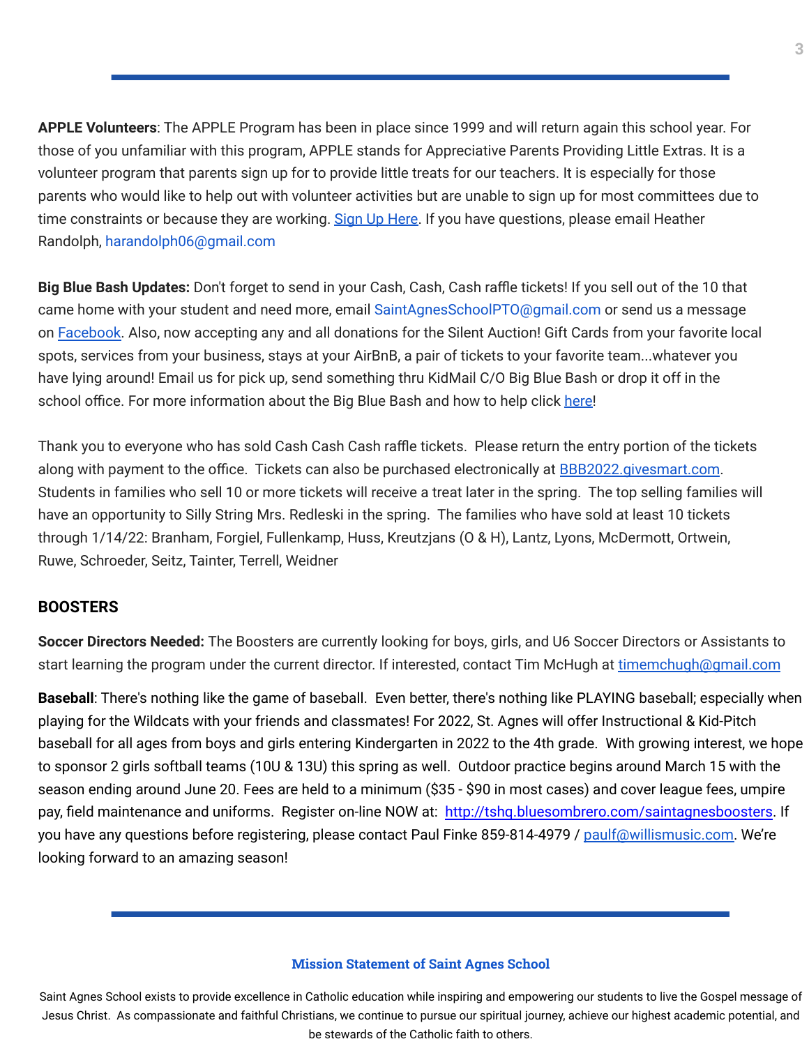**APPLE Volunteers**: The APPLE Program has been in place since 1999 and will return again this school year. For those of you unfamiliar with this program, APPLE stands for Appreciative Parents Providing Little Extras. It is a volunteer program that parents sign up for to provide little treats for our teachers. It is especially for those parents who would like to help out with volunteer activities but are unable to sign up for most committees due to time constraints or because they are working. Sign Up Here. If you have questions, please email Heather Randolph, harandolph06@gmail.com

**Big Blue Bash Updates:** Don't forget to send in your Cash, Cash, Cash raffle tickets! If you sell out of the 10 that came home with your student and need more, email SaintAgnesSchoolPTO@gmail.com or send us a message on Facebook. Also, now accepting any and all donations for the Silent Auction! Gift Cards from your favorite local spots, services from your business, stays at your AirBnB, a pair of tickets to your favorite team...whatever you have lying around! Email us for pick up, send something thru KidMail C/O Big Blue Bash or drop it off in the school office. For more information about the Big Blue Bash and how to help click here!

Thank you to everyone who has sold Cash Cash Cash raffle tickets. Please return the entry portion of the tickets along with payment to the office. Tickets can also be purchased electronically at BBB2022.givesmart.com. Students in families who sell 10 or more tickets will receive a treat later in the spring. The top selling families will have an opportunity to Silly String Mrs. Redleski in the spring. The families who have sold at least 10 tickets through 1/14/22: Branham, Forgiel, Fullenkamp, Huss, Kreutzjans (O & H), Lantz, Lyons, McDermott, Ortwein, Ruwe, Schroeder, Seitz, Tainter, Terrell, Weidner

## BOOSTERS

**Soccer Directors Needed:** The Boosters are currently looking for boys, girls, and U6 Soccer Directors or Assistants to start learning the program under the current director. If interested, contact Tim McHugh at timemchugh@gmail.com

**Baseball**: There's nothing like the game of baseball. Even better, there's nothing like PLAYING baseball; especially when playing for the Wildcats with your friends and classmates! For 2022, St. Agnes will offer Instructional & Kid-Pitch baseball for all ages from boys and girls entering Kindergarten in 2022 to the 4th grade. With growing interest, we hope to sponsor 2 girls softball teams (10U & 13U) this spring as well. Outdoor practice begins around March 15 with the season ending around June 20. Fees are held to a minimum ($35 - $90 in most cases) and cover league fees, umpire pay, field maintenance and uniforms. Register on-line NOW at: http://tshq.bluesombrero.com/saintagnesboosters. If you have any questions before registering, please contact Paul Finke 859-814-4979 / paulf@willismusic.com. We're looking forward to an amazing season!

### Mission Statement of Saint Agnes School

Saint Agnes School exists to provide excellence in Catholic education while inspiring and empowering our students to live the Gospel message of Jesus Christ. As compassionate and faithful Christians, we continue to pursue our spiritual journey, achieve our highest academic potential, and be stewards of the Catholic faith to others.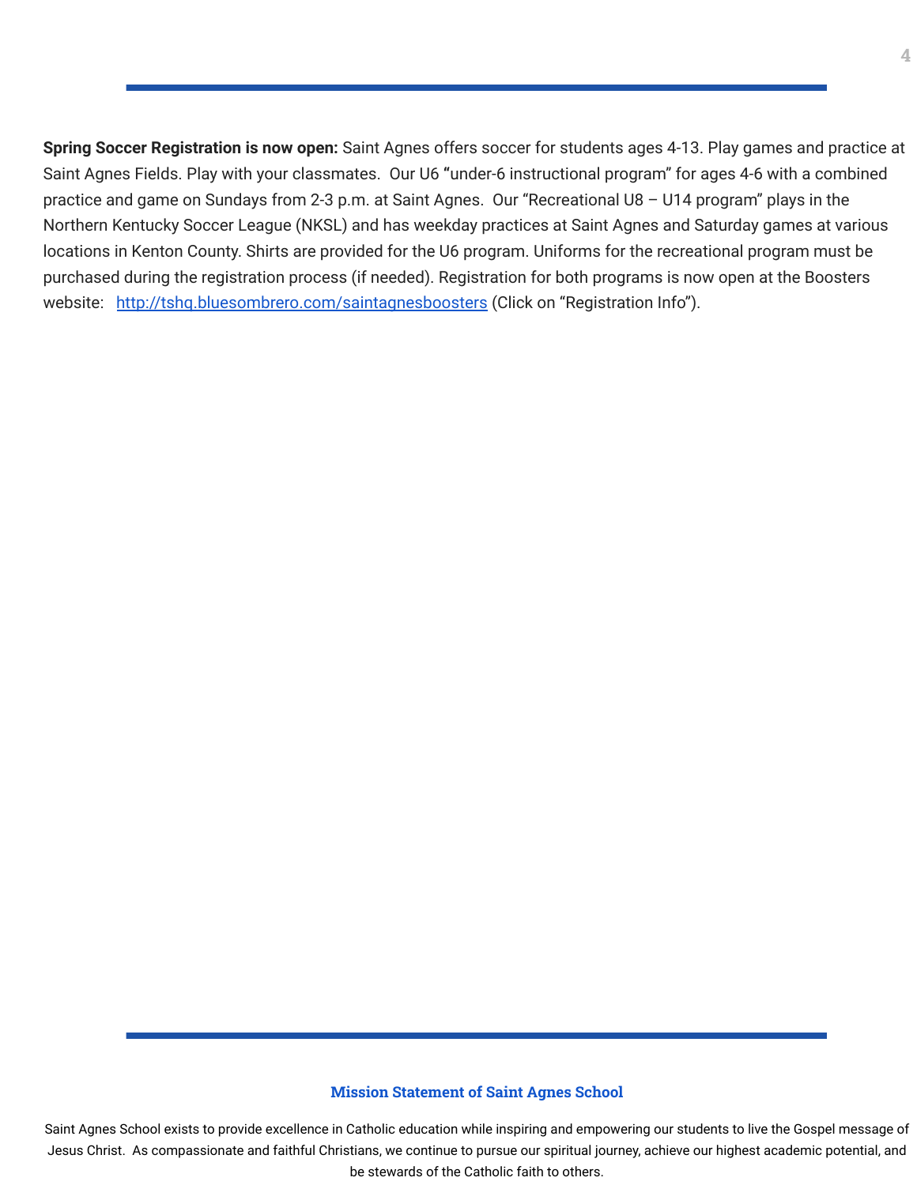**Spring Soccer Registration is now open:** Saint Agnes offers soccer for students ages 4-13. Play games and practice at Saint Agnes Fields. Play with your classmates.  Our U6 **"**under-6 instructional program" for ages 4-6 with a combined practice and game on Sundays from 2-3 p.m. at Saint Agnes.  Our "Recreational U8 – U14 program" plays in the Northern Kentucky Soccer League (NKSL) and has weekday practices at Saint Agnes and Saturday games at various locations in Kenton County. Shirts are provided for the U6 program. Uniforms for the recreational program must be purchased during the registration process (if needed). Registration for both programs is now open at the Boosters website:   [http://tshq.bluesombrero.com/saintagnesboosters](http://tshq.bluesombrero.com/saintagnesboosters) (Click on "Registration Info").

## Mission Statement of Saint Agnes School

Saint Agnes School exists to provide excellence in Catholic education while inspiring and empowering our students to live the Gospel message of Jesus Christ.  As compassionate and faithful Christians, we continue to pursue our spiritual journey, achieve our highest academic potential, and be stewards of the Catholic faith to others.